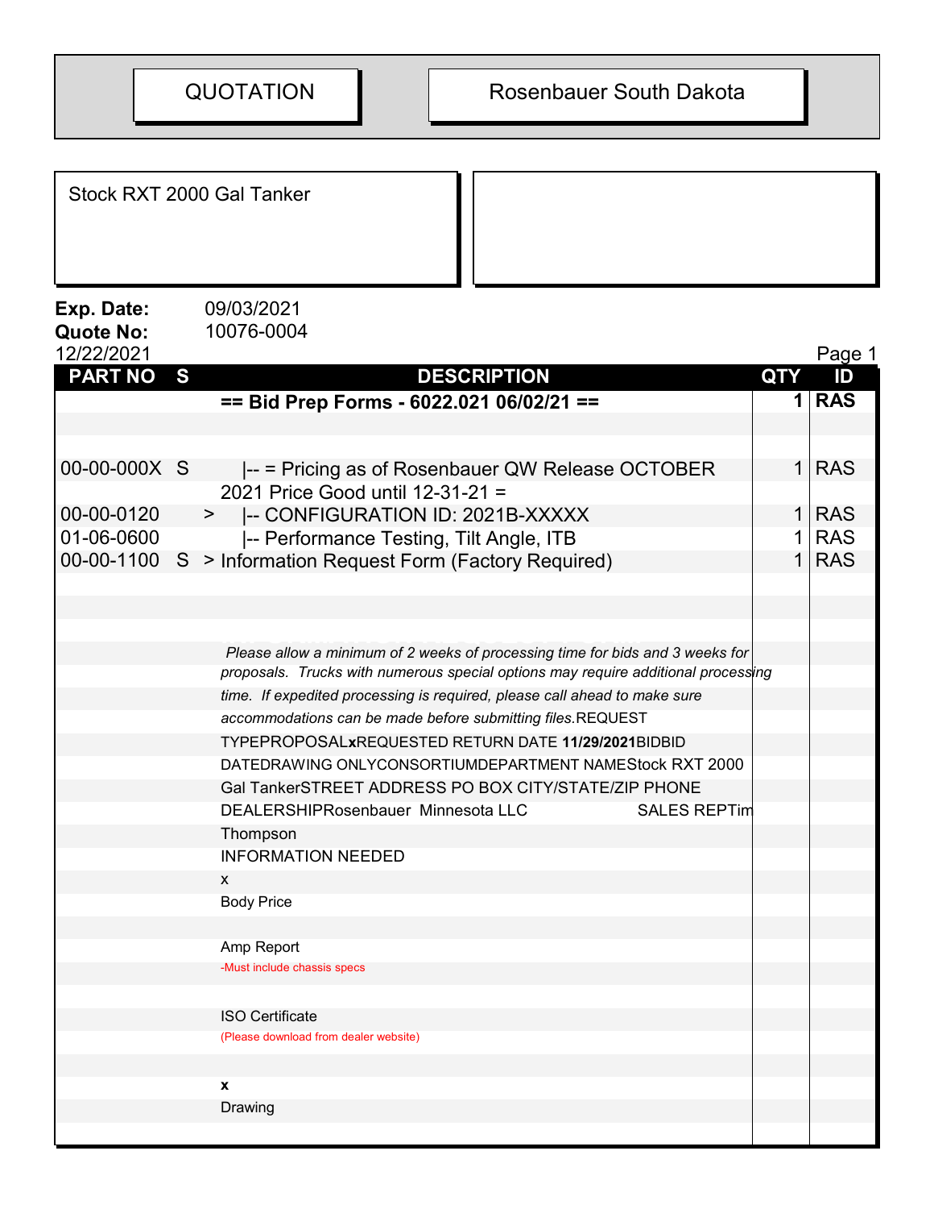QUOTATION

Rosenbauer South Dakota

Stock RXT 2000 Gal Tanker

**Exp. Date:** 09/03/2021
**Quote No:** 10076-0004
12/22/2021

| PART NO | S | DESCRIPTION | QTY | ID |
|---|---|---|---|---|
| | | **== Bid Prep Forms - 6022.021 06/02/21 ==** | **1** | **RAS** |
| 00-00-000X | S | \|-- = Pricing as of Rosenbauer QW Release OCTOBER 2021 Price Good until 12-31-21 = | 1 | RAS |
| 00-00-0120 | > | \|-- CONFIGURATION ID: 2021B-XXXXX | 1 | RAS |
| 01-06-0600 | | \|-- Performance Testing, Tilt Angle, ITB | 1 | RAS |
| 00-00-1100 | S | > Information Request Form (Factory Required) | 1 | RAS |

*Please allow a minimum of 2 weeks of processing time for bids and 3 weeks for proposals. Trucks with numerous special options may require additional processing time. If expedited processing is required, please call ahead to make sure accommodations can be made before submitting files.*REQUEST TYPEPROPOSAL**x**REQUESTED RETURN DATE **11/29/2021**BIDBID DATEDRAWING ONLYCONSORTIUMDEPARTMENT NAMEStock RXT 2000 Gal TankerSTREET ADDRESS PO BOX CITY/STATE/ZIP PHONE DEALERSHIPRosenbauer Minnesota LLC SALES REPTim Thompson

INFORMATION NEEDED

x
Body Price

Amp Report
-Must include chassis specs

ISO Certificate
(Please download from dealer website)

**x**
Drawing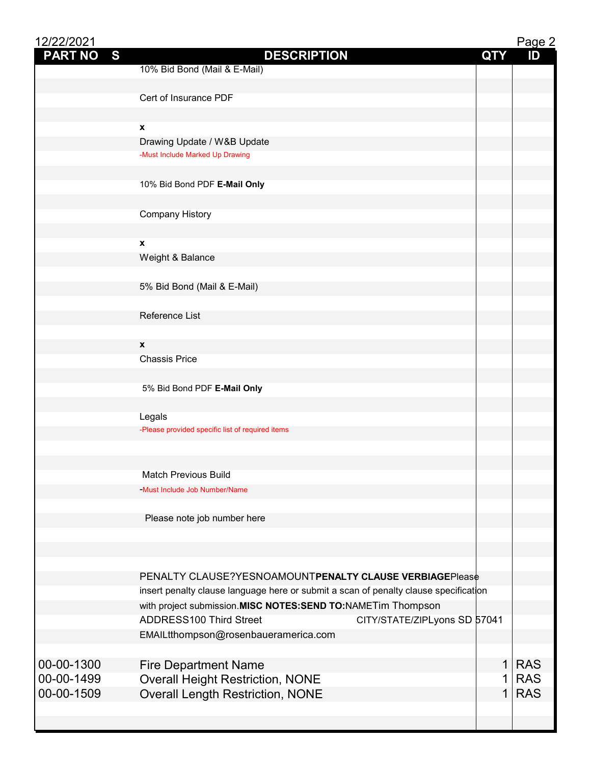| PART NO | S | DESCRIPTION | QTY | ID |
|---|---|---|---|---|
| | | 10% Bid Bond (Mail & E-Mail) | | |
| | | Cert of Insurance PDF | | |
| | | **x** | | |
| | | Drawing Update / W&B Update | | |
| | | -Must Include Marked Up Drawing | | |
| | | 10% Bid Bond PDF **E-Mail Only** | | |
| | | Company History | | |
| | | **x** | | |
| | | Weight & Balance | | |
| | | 5% Bid Bond (Mail & E-Mail) | | |
| | | Reference List | | |
| | | **x** | | |
| | | Chassis Price | | |
| | | 5% Bid Bond PDF **E-Mail Only** | | |
| | | Legals | | |
| | | -Please provided specific list of required items | | |
| | | Match Previous Build | | |
| | | -Must Include Job Number/Name | | |
| | | Please note job number here | | |
| | | PENALTY CLAUSE?YESNOAMOUNT**PENALTY CLAUSE VERBIAGE**Please insert penalty clause language here or submit a scan of penalty clause specification with project submission.**MISC NOTES:SEND TO:**NAMETim Thompson | | |
| | | ADDRESS100 Third Street CITY/STATE/ZIPLyons SD 57041 | | |
| | | EMAILtthompson@rosenbaueramerica.com | | |
| 00-00-1300 | | Fire Department Name | 1 | RAS |
| 00-00-1499 | | Overall Height Restriction, NONE | 1 | RAS |
| 00-00-1509 | | Overall Length Restriction, NONE | 1 | RAS |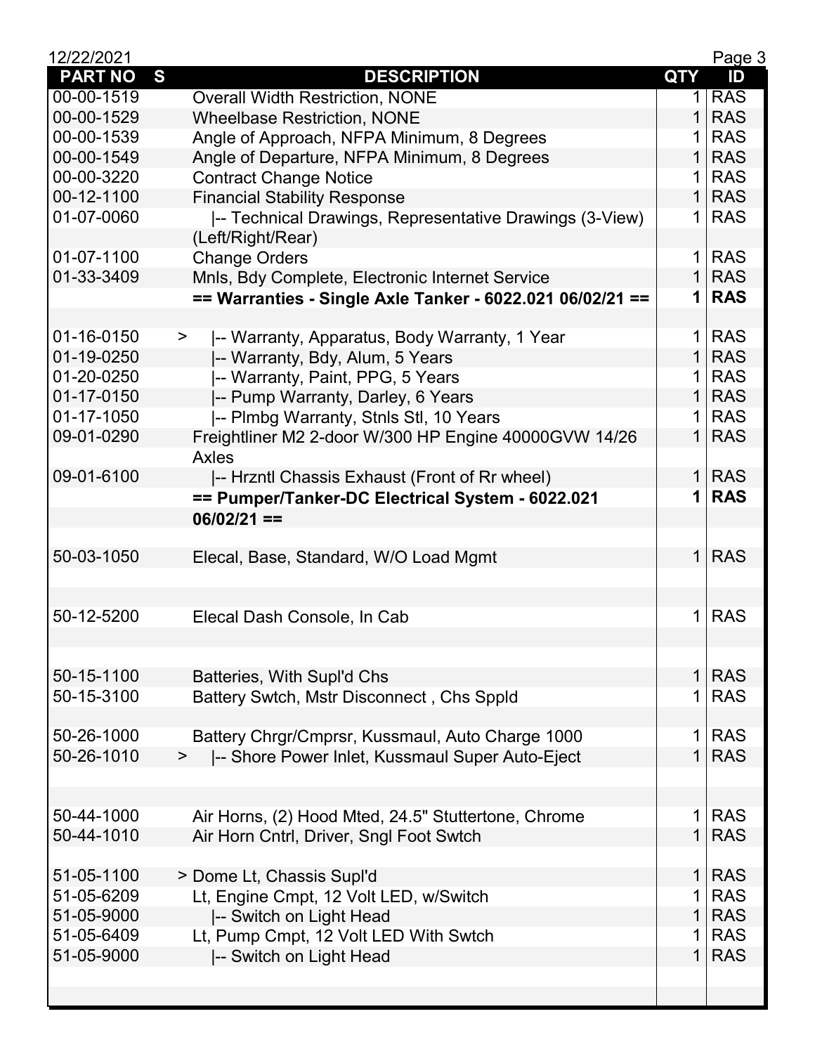| PART NO | S | DESCRIPTION | QTY | ID |
|---|---|---|---|---|
| 00-00-1519 | | Overall Width Restriction, NONE | 1 | RAS |
| 00-00-1529 | | Wheelbase Restriction, NONE | 1 | RAS |
| 00-00-1539 | | Angle of Approach, NFPA Minimum, 8 Degrees | 1 | RAS |
| 00-00-1549 | | Angle of Departure, NFPA Minimum, 8 Degrees | 1 | RAS |
| 00-00-3220 | | Contract Change Notice | 1 | RAS |
| 00-12-1100 | | Financial Stability Response | 1 | RAS |
| 01-07-0060 | | \|-- Technical Drawings, Representative Drawings (3-View) (Left/Right/Rear) | 1 | RAS |
| 01-07-1100 | | Change Orders | 1 | RAS |
| 01-33-3409 | | Mnls, Bdy Complete, Electronic Internet Service | 1 | RAS |
| | | **== Warranties - Single Axle Tanker - 6022.021 06/02/21 ==** | **1** | **RAS** |
| | | | | |
| 01-16-0150 | > | \|-- Warranty, Apparatus, Body Warranty, 1 Year | 1 | RAS |
| 01-19-0250 | | \|-- Warranty, Bdy, Alum, 5 Years | 1 | RAS |
| 01-20-0250 | | \|-- Warranty, Paint, PPG, 5 Years | 1 | RAS |
| 01-17-0150 | | \|-- Pump Warranty, Darley, 6 Years | 1 | RAS |
| 01-17-1050 | | \|-- Plmbg Warranty, Stnls Stl, 10 Years | 1 | RAS |
| 09-01-0290 | | Freightliner M2 2-door W/300 HP Engine 40000GVW 14/26 Axles | 1 | RAS |
| 09-01-6100 | | \|-- Hrzntl Chassis Exhaust (Front of Rr wheel) | 1 | RAS |
| | | **== Pumper/Tanker-DC Electrical System - 6022.021 06/02/21 ==** | **1** | **RAS** |
| | | | | |
| 50-03-1050 | | Elecal, Base, Standard, W/O Load Mgmt | 1 | RAS |
| | | | | |
| | | | | |
| 50-12-5200 | | Elecal Dash Console, In Cab | 1 | RAS |
| | | | | |
| | | | | |
| 50-15-1100 | | Batteries, With Supl'd Chs | 1 | RAS |
| 50-15-3100 | | Battery Swtch, Mstr Disconnect , Chs Sppld | 1 | RAS |
| | | | | |
| 50-26-1000 | | Battery Chrgr/Cmprsr, Kussmaul, Auto Charge 1000 | 1 | RAS |
| 50-26-1010 | > | \|-- Shore Power Inlet, Kussmaul Super Auto-Eject | 1 | RAS |
| | | | | |
| | | | | |
| 50-44-1000 | | Air Horns, (2) Hood Mted, 24.5" Stuttertone, Chrome | 1 | RAS |
| 50-44-1010 | | Air Horn Cntrl, Driver, Sngl Foot Swtch | 1 | RAS |
| | | | | |
| 51-05-1100 | > | Dome Lt, Chassis Supl'd | 1 | RAS |
| 51-05-6209 | | Lt, Engine Cmpt, 12 Volt LED, w/Switch | 1 | RAS |
| 51-05-9000 | | \|-- Switch on Light Head | 1 | RAS |
| 51-05-6409 | | Lt, Pump Cmpt, 12 Volt LED With Swtch | 1 | RAS |
| 51-05-9000 | | \|-- Switch on Light Head | 1 | RAS |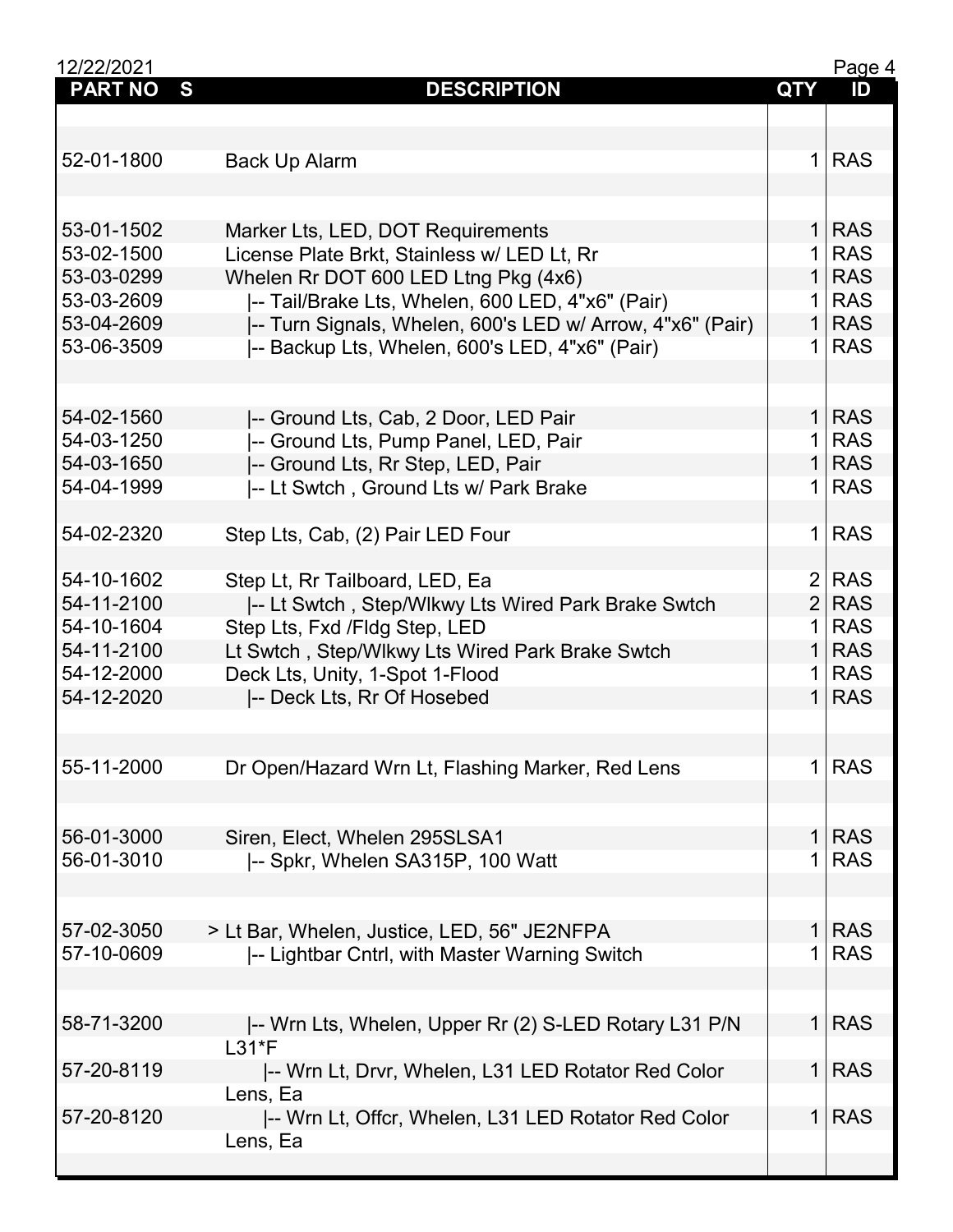| PART NO | S | DESCRIPTION | QTY | ID |
|---|---|---|---|---|
| | | | | |
| | | | | |
| 52-01-1800 | | Back Up Alarm | 1 | RAS |
| | | | | |
| | | | | |
| 53-01-1502 | | Marker Lts, LED, DOT Requirements | 1 | RAS |
| 53-02-1500 | | License Plate Brkt, Stainless w/ LED Lt, Rr | 1 | RAS |
| 53-03-0299 | | Whelen Rr DOT 600 LED Ltng Pkg (4x6) | 1 | RAS |
| 53-03-2609 | | \|-- Tail/Brake Lts, Whelen, 600 LED, 4"x6" (Pair) | 1 | RAS |
| 53-04-2609 | | \|-- Turn Signals, Whelen, 600's LED w/ Arrow, 4"x6" (Pair) | 1 | RAS |
| 53-06-3509 | | \|-- Backup Lts, Whelen, 600's LED, 4"x6" (Pair) | 1 | RAS |
| | | | | |
| | | | | |
| 54-02-1560 | | \|-- Ground Lts, Cab, 2 Door, LED Pair | 1 | RAS |
| 54-03-1250 | | \|-- Ground Lts, Pump Panel, LED, Pair | 1 | RAS |
| 54-03-1650 | | \|-- Ground Lts, Rr Step, LED, Pair | 1 | RAS |
| 54-04-1999 | | \|-- Lt Swtch , Ground Lts w/ Park Brake | 1 | RAS |
| | | | | |
| 54-02-2320 | | Step Lts, Cab, (2) Pair LED Four | 1 | RAS |
| | | | | |
| 54-10-1602 | | Step Lt, Rr Tailboard, LED, Ea | 2 | RAS |
| 54-11-2100 | | \|-- Lt Swtch , Step/Wlkwy Lts Wired Park Brake Swtch | 2 | RAS |
| 54-10-1604 | | Step Lts, Fxd /Fldg Step, LED | 1 | RAS |
| 54-11-2100 | | Lt Swtch , Step/Wlkwy Lts Wired Park Brake Swtch | 1 | RAS |
| 54-12-2000 | | Deck Lts, Unity, 1-Spot 1-Flood | 1 | RAS |
| 54-12-2020 | | \|-- Deck Lts, Rr Of Hosebed | 1 | RAS |
| | | | | |
| | | | | |
| 55-11-2000 | | Dr Open/Hazard Wrn Lt, Flashing Marker, Red Lens | 1 | RAS |
| | | | | |
| | | | | |
| 56-01-3000 | | Siren, Elect, Whelen 295SLSA1 | 1 | RAS |
| 56-01-3010 | | \|-- Spkr, Whelen SA315P, 100 Watt | 1 | RAS |
| | | | | |
| | | | | |
| 57-02-3050 | > | Lt Bar, Whelen, Justice, LED, 56" JE2NFPA | 1 | RAS |
| 57-10-0609 | | \|-- Lightbar Cntrl, with Master Warning Switch | 1 | RAS |
| | | | | |
| | | | | |
| 58-71-3200 | | \|-- Wrn Lts, Whelen, Upper Rr (2) S-LED Rotary L31 P/N L31*F | 1 | RAS |
| 57-20-8119 | | \|-- Wrn Lt, Drvr, Whelen, L31 LED Rotator Red Color Lens, Ea | 1 | RAS |
| 57-20-8120 | | \|-- Wrn Lt, Offcr, Whelen, L31 LED Rotator Red Color Lens, Ea | 1 | RAS |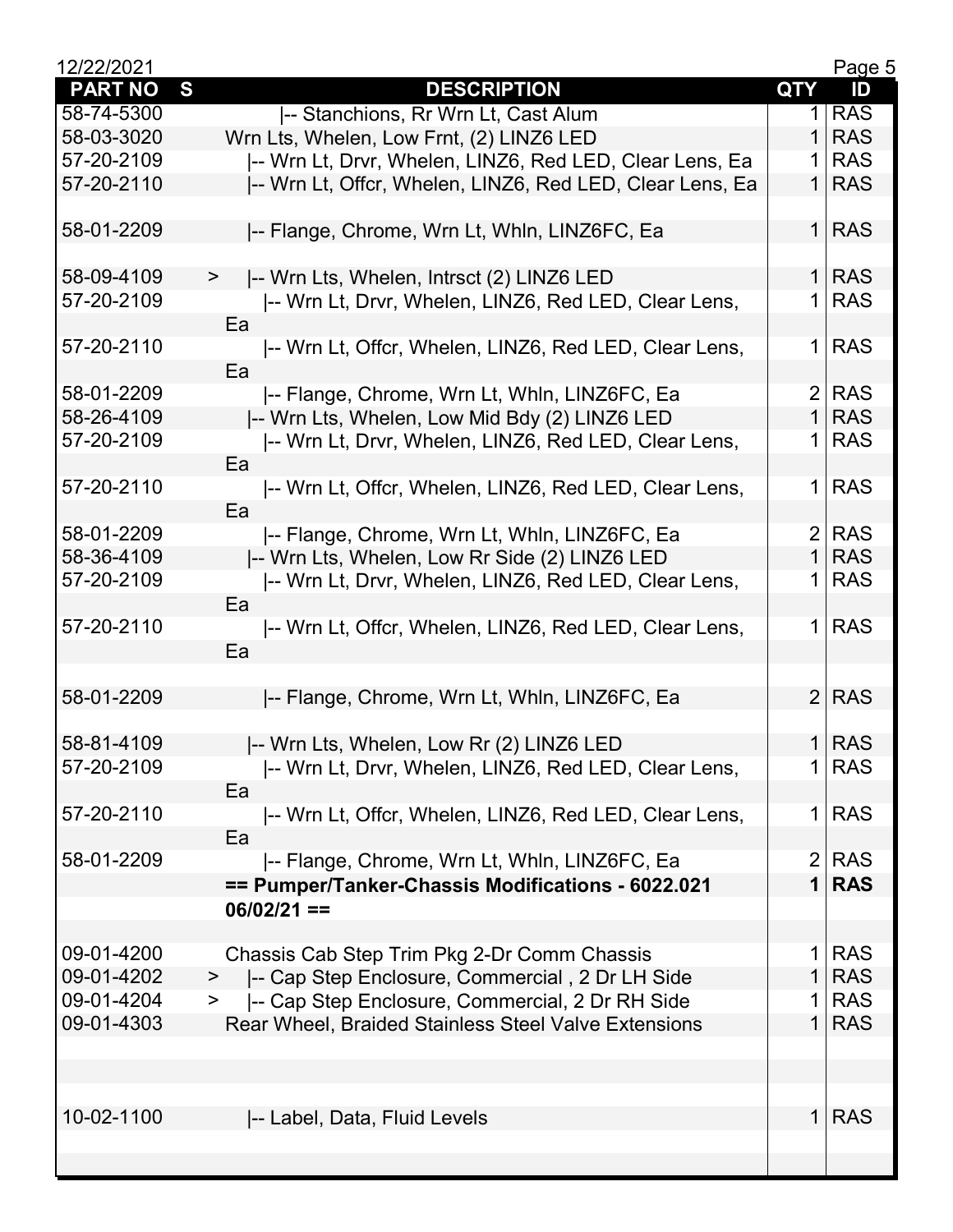| PART NO | S | DESCRIPTION | QTY | ID |
|---|---|---|---|---|
| 58-74-5300 | | \|-- Stanchions, Rr Wrn Lt, Cast Alum | 1 | RAS |
| 58-03-3020 | | Wrn Lts, Whelen, Low Frnt, (2) LINZ6 LED | 1 | RAS |
| 57-20-2109 | | \|-- Wrn Lt, Drvr, Whelen, LINZ6, Red LED, Clear Lens, Ea | 1 | RAS |
| 57-20-2110 | | \|-- Wrn Lt, Offcr, Whelen, LINZ6, Red LED, Clear Lens, Ea | 1 | RAS |
| | | | | |
| 58-01-2209 | | \|-- Flange, Chrome, Wrn Lt, Whln, LINZ6FC, Ea | 1 | RAS |
| | | | | |
| 58-09-4109 | > | \|-- Wrn Lts, Whelen, Intrsct (2) LINZ6 LED | 1 | RAS |
| 57-20-2109 | | \|-- Wrn Lt, Drvr, Whelen, LINZ6, Red LED, Clear Lens, Ea | 1 | RAS |
| 57-20-2110 | | \|-- Wrn Lt, Offcr, Whelen, LINZ6, Red LED, Clear Lens, Ea | 1 | RAS |
| 58-01-2209 | | \|-- Flange, Chrome, Wrn Lt, Whln, LINZ6FC, Ea | 2 | RAS |
| 58-26-4109 | | \|-- Wrn Lts, Whelen, Low Mid Bdy (2) LINZ6 LED | 1 | RAS |
| 57-20-2109 | | \|-- Wrn Lt, Drvr, Whelen, LINZ6, Red LED, Clear Lens, Ea | 1 | RAS |
| 57-20-2110 | | \|-- Wrn Lt, Offcr, Whelen, LINZ6, Red LED, Clear Lens, Ea | 1 | RAS |
| 58-01-2209 | | \|-- Flange, Chrome, Wrn Lt, Whln, LINZ6FC, Ea | 2 | RAS |
| 58-36-4109 | | \|-- Wrn Lts, Whelen, Low Rr Side (2) LINZ6 LED | 1 | RAS |
| 57-20-2109 | | \|-- Wrn Lt, Drvr, Whelen, LINZ6, Red LED, Clear Lens, Ea | 1 | RAS |
| 57-20-2110 | | \|-- Wrn Lt, Offcr, Whelen, LINZ6, Red LED, Clear Lens, Ea | 1 | RAS |
| | | | | |
| 58-01-2209 | | \|-- Flange, Chrome, Wrn Lt, Whln, LINZ6FC, Ea | 2 | RAS |
| | | | | |
| 58-81-4109 | | \|-- Wrn Lts, Whelen, Low Rr (2) LINZ6 LED | 1 | RAS |
| 57-20-2109 | | \|-- Wrn Lt, Drvr, Whelen, LINZ6, Red LED, Clear Lens, Ea | 1 | RAS |
| 57-20-2110 | | \|-- Wrn Lt, Offcr, Whelen, LINZ6, Red LED, Clear Lens, Ea | 1 | RAS |
| 58-01-2209 | | \|-- Flange, Chrome, Wrn Lt, Whln, LINZ6FC, Ea | 2 | RAS |
| | | **== Pumper/Tanker-Chassis Modifications - 6022.021 06/02/21 ==** | **1** | **RAS** |
| | | | | |
| 09-01-4200 | | Chassis Cab Step Trim Pkg 2-Dr Comm Chassis | 1 | RAS |
| 09-01-4202 | > | \|-- Cap Step Enclosure, Commercial , 2 Dr LH Side | 1 | RAS |
| 09-01-4204 | > | \|-- Cap Step Enclosure, Commercial, 2 Dr RH Side | 1 | RAS |
| 09-01-4303 | | Rear Wheel, Braided Stainless Steel Valve Extensions | 1 | RAS |
| | | | | |
| | | | | |
| | | | | |
| 10-02-1100 | | \|-- Label, Data, Fluid Levels | 1 | RAS |
| | | | | |
| | | | | |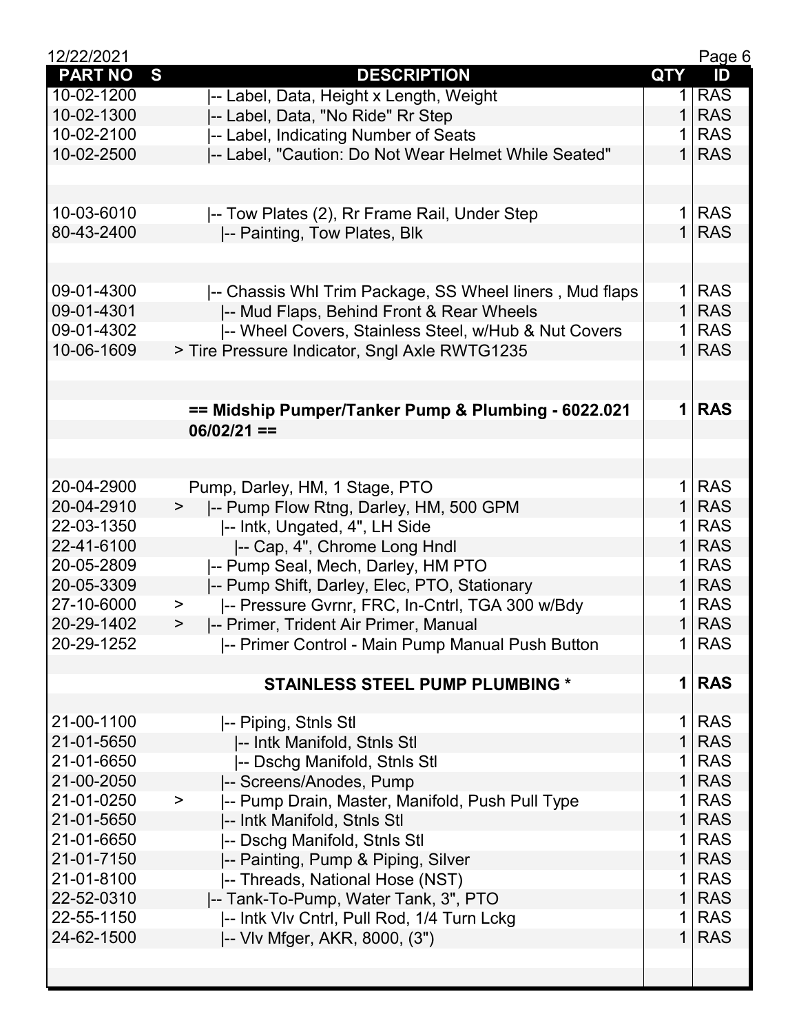| PART NO | S | DESCRIPTION | QTY | ID |
|---|---|---|---|---|
| 10-02-1200 | | \|-- Label, Data, Height x Length, Weight | 1 | RAS |
| 10-02-1300 | | \|-- Label, Data, "No Ride" Rr Step | 1 | RAS |
| 10-02-2100 | | \|-- Label, Indicating Number of Seats | 1 | RAS |
| 10-02-2500 | | \|-- Label, "Caution: Do Not Wear Helmet While Seated" | 1 | RAS |
| | | | | |
| | | | | |
| 10-03-6010 | | \|-- Tow Plates (2), Rr Frame Rail, Under Step | 1 | RAS |
| 80-43-2400 | | \|-- Painting, Tow Plates, Blk | 1 | RAS |
| | | | | |
| | | | | |
| 09-01-4300 | | \|-- Chassis Whl Trim Package, SS Wheel liners , Mud flaps | 1 | RAS |
| 09-01-4301 | | \|-- Mud Flaps, Behind Front & Rear Wheels | 1 | RAS |
| 09-01-4302 | | \|-- Wheel Covers, Stainless Steel, w/Hub & Nut Covers | 1 | RAS |
| 10-06-1609 | | > Tire Pressure Indicator, Sngl Axle RWTG1235 | 1 | RAS |
| | | | | |
| | | | | |
| | | **== Midship Pumper/Tanker Pump & Plumbing - 6022.021 06/02/21 ==** | **1** | **RAS** |
| | | | | |
| | | | | |
| 20-04-2900 | | Pump, Darley, HM, 1 Stage, PTO | 1 | RAS |
| 20-04-2910 | > | \|-- Pump Flow Rtng, Darley, HM, 500 GPM | 1 | RAS |
| 22-03-1350 | | \|-- Intk, Ungated, 4", LH Side | 1 | RAS |
| 22-41-6100 | | \|-- Cap, 4", Chrome Long Hndl | 1 | RAS |
| 20-05-2809 | | \|-- Pump Seal, Mech, Darley, HM PTO | 1 | RAS |
| 20-05-3309 | | \|-- Pump Shift, Darley, Elec, PTO, Stationary | 1 | RAS |
| 27-10-6000 | > | \|-- Pressure Gvrnr, FRC, In-Cntrl, TGA 300 w/Bdy | 1 | RAS |
| 20-29-1402 | > | \|-- Primer, Trident Air Primer, Manual | 1 | RAS |
| 20-29-1252 | | \|-- Primer Control - Main Pump Manual Push Button | 1 | RAS |
| | | | | |
| | | **STAINLESS STEEL PUMP PLUMBING *** | **1** | **RAS** |
| | | | | |
| 21-00-1100 | | \|-- Piping, Stnls Stl | 1 | RAS |
| 21-01-5650 | | \|-- Intk Manifold, Stnls Stl | 1 | RAS |
| 21-01-6650 | | \|-- Dschg Manifold, Stnls Stl | 1 | RAS |
| 21-00-2050 | | \|-- Screens/Anodes, Pump | 1 | RAS |
| 21-01-0250 | > | \|-- Pump Drain, Master, Manifold, Push Pull Type | 1 | RAS |
| 21-01-5650 | | \|-- Intk Manifold, Stnls Stl | 1 | RAS |
| 21-01-6650 | | \|-- Dschg Manifold, Stnls Stl | 1 | RAS |
| 21-01-7150 | | \|-- Painting, Pump & Piping, Silver | 1 | RAS |
| 21-01-8100 | | \|-- Threads, National Hose (NST) | 1 | RAS |
| 22-52-0310 | | \|-- Tank-To-Pump, Water Tank, 3", PTO | 1 | RAS |
| 22-55-1150 | | \|-- Intk Vlv Cntrl, Pull Rod, 1/4 Turn Lckg | 1 | RAS |
| 24-62-1500 | | \|-- Vlv Mfger, AKR, 8000, (3") | 1 | RAS |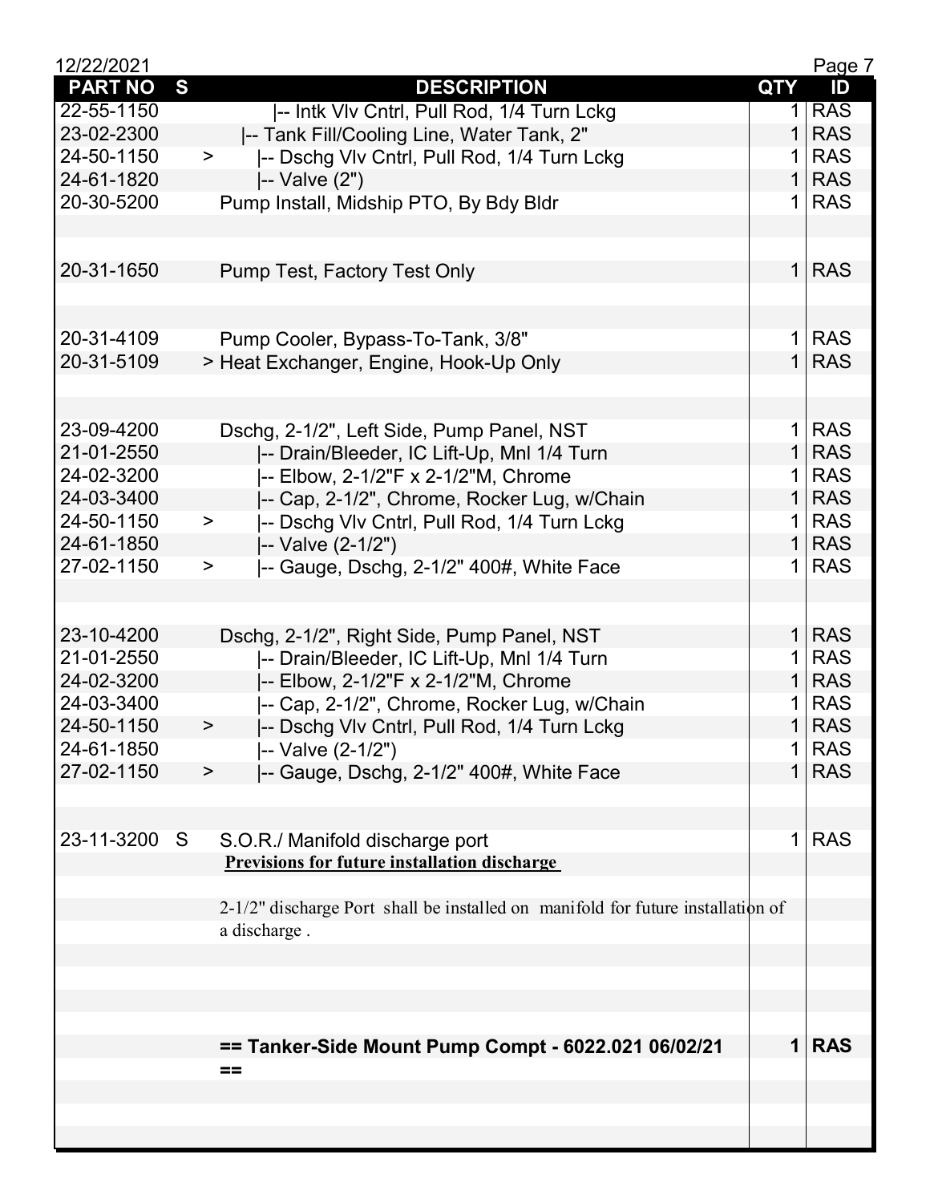| PART NO | S | DESCRIPTION | QTY | ID |
|---|---|---|---|---|
| 22-55-1150 | | \|-- Intk Vlv Cntrl, Pull Rod, 1/4 Turn Lckg | 1 | RAS |
| 23-02-2300 | | \|-- Tank Fill/Cooling Line, Water Tank, 2" | 1 | RAS |
| 24-50-1150 | > | \|-- Dschg Vlv Cntrl, Pull Rod, 1/4 Turn Lckg | 1 | RAS |
| 24-61-1820 | | \|-- Valve (2") | 1 | RAS |
| 20-30-5200 | | Pump Install, Midship PTO, By Bdy Bldr | 1 | RAS |
| | | | | |
| 20-31-1650 | | Pump Test, Factory Test Only | 1 | RAS |
| | | | | |
| 20-31-4109 | | Pump Cooler, Bypass-To-Tank, 3/8" | 1 | RAS |
| 20-31-5109 | | > Heat Exchanger, Engine, Hook-Up Only | 1 | RAS |
| | | | | |
| 23-09-4200 | | Dschg, 2-1/2", Left Side, Pump Panel, NST | 1 | RAS |
| 21-01-2550 | | \|-- Drain/Bleeder, IC Lift-Up, Mnl 1/4 Turn | 1 | RAS |
| 24-02-3200 | | \|-- Elbow, 2-1/2"F x 2-1/2"M, Chrome | 1 | RAS |
| 24-03-3400 | | \|-- Cap, 2-1/2", Chrome, Rocker Lug, w/Chain | 1 | RAS |
| 24-50-1150 | > | \|-- Dschg Vlv Cntrl, Pull Rod, 1/4 Turn Lckg | 1 | RAS |
| 24-61-1850 | | \|-- Valve (2-1/2") | 1 | RAS |
| 27-02-1150 | > | \|-- Gauge, Dschg, 2-1/2" 400#, White Face | 1 | RAS |
| | | | | |
| 23-10-4200 | | Dschg, 2-1/2", Right Side, Pump Panel, NST | 1 | RAS |
| 21-01-2550 | | \|-- Drain/Bleeder, IC Lift-Up, Mnl 1/4 Turn | 1 | RAS |
| 24-02-3200 | | \|-- Elbow, 2-1/2"F x 2-1/2"M, Chrome | 1 | RAS |
| 24-03-3400 | | \|-- Cap, 2-1/2", Chrome, Rocker Lug, w/Chain | 1 | RAS |
| 24-50-1150 | > | \|-- Dschg Vlv Cntrl, Pull Rod, 1/4 Turn Lckg | 1 | RAS |
| 24-61-1850 | | \|-- Valve (2-1/2") | 1 | RAS |
| 27-02-1150 | > | \|-- Gauge, Dschg, 2-1/2" 400#, White Face | 1 | RAS |
| | | | | |
| 23-11-3200 | S | S.O.R./ Manifold discharge port<br>**Previsions for future installation discharge**<br><br>2-1/2" discharge Port shall be installed on manifold for future installation of a discharge . | 1 | RAS |
| | | | | |
| | | **== Tanker-Side Mount Pump Compt - 6022.021 06/02/21 ==** | **1** | **RAS** |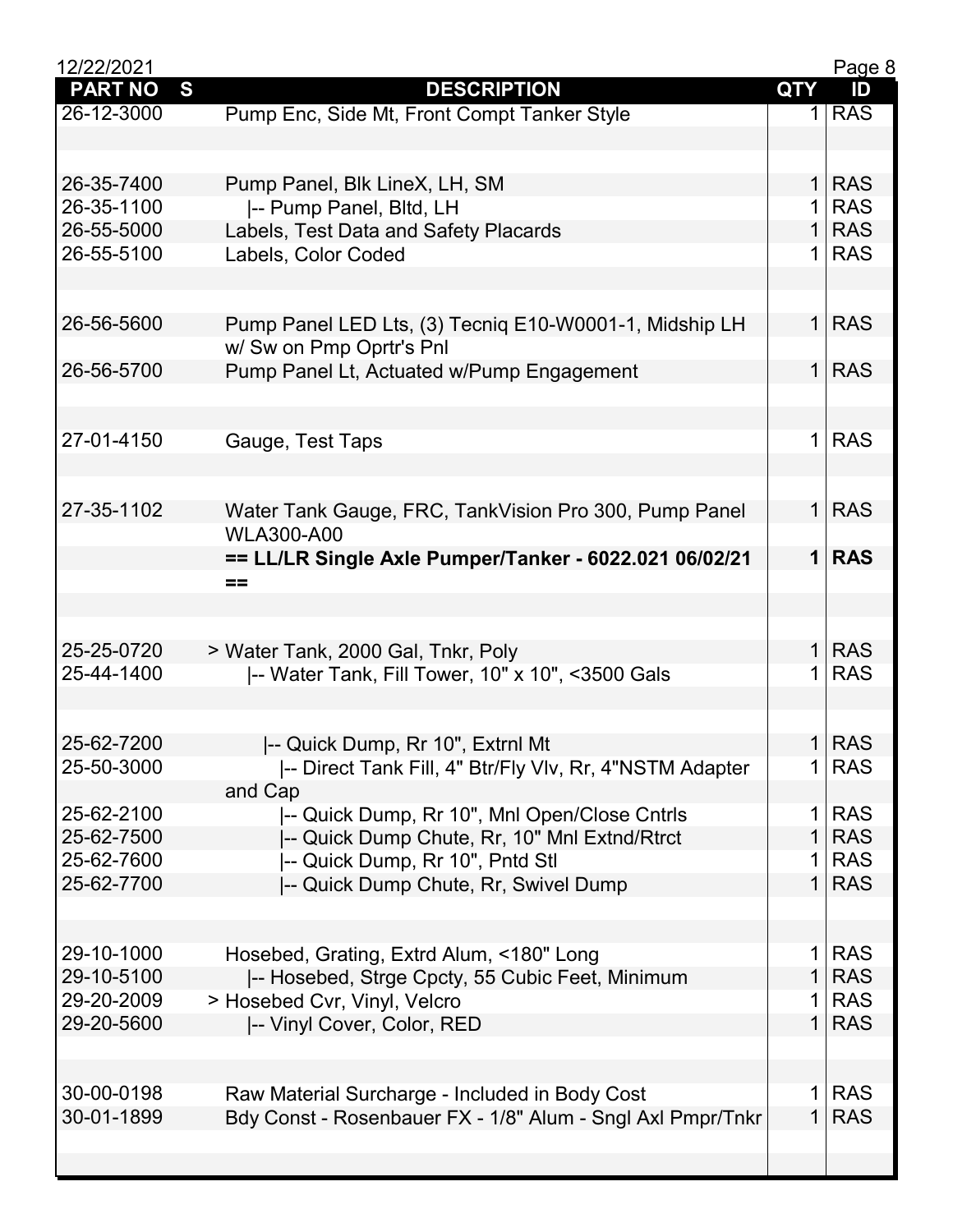| PART NO | S | DESCRIPTION | QTY | ID |
|---|---|---|---|---|
| 26-12-3000 | | Pump Enc, Side Mt, Front Compt Tanker Style | 1 | RAS |
| | | | | |
| | | | | |
| 26-35-7400 | | Pump Panel, Blk LineX, LH, SM | 1 | RAS |
| 26-35-1100 | | \|-- Pump Panel, Bltd, LH | 1 | RAS |
| 26-55-5000 | | Labels, Test Data and Safety Placards | 1 | RAS |
| 26-55-5100 | | Labels, Color Coded | 1 | RAS |
| | | | | |
| | | | | |
| 26-56-5600 | | Pump Panel LED Lts, (3) Tecniq E10-W0001-1, Midship LH w/ Sw on Pmp Oprtr's Pnl | 1 | RAS |
| 26-56-5700 | | Pump Panel Lt, Actuated w/Pump Engagement | 1 | RAS |
| | | | | |
| | | | | |
| 27-01-4150 | | Gauge, Test Taps | 1 | RAS |
| | | | | |
| | | | | |
| 27-35-1102 | | Water Tank Gauge, FRC, TankVision Pro 300, Pump Panel WLA300-A00 | 1 | RAS |
| | | **== LL/LR Single Axle Pumper/Tanker - 6022.021 06/02/21 ==** | **1** | **RAS** |
| | | | | |
| | | | | |
| 25-25-0720 | | > Water Tank, 2000 Gal, Tnkr, Poly | 1 | RAS |
| 25-44-1400 | | \|-- Water Tank, Fill Tower, 10" x 10", <3500 Gals | 1 | RAS |
| | | | | |
| | | | | |
| 25-62-7200 | | \|-- Quick Dump, Rr 10", Extrnl Mt | 1 | RAS |
| 25-50-3000 | | \|-- Direct Tank Fill, 4" Btr/Fly Vlv, Rr, 4"NSTM Adapter and Cap | 1 | RAS |
| 25-62-2100 | | \|-- Quick Dump, Rr 10", Mnl Open/Close Cntrls | 1 | RAS |
| 25-62-7500 | | \|-- Quick Dump Chute, Rr, 10" Mnl Extnd/Rtrct | 1 | RAS |
| 25-62-7600 | | \|-- Quick Dump, Rr 10", Pntd Stl | 1 | RAS |
| 25-62-7700 | | \|-- Quick Dump Chute, Rr, Swivel Dump | 1 | RAS |
| | | | | |
| | | | | |
| 29-10-1000 | | Hosebed, Grating, Extrd Alum, <180" Long | 1 | RAS |
| 29-10-5100 | | \|-- Hosebed, Strge Cpcty, 55 Cubic Feet, Minimum | 1 | RAS |
| 29-20-2009 | | > Hosebed Cvr, Vinyl, Velcro | 1 | RAS |
| 29-20-5600 | | \|-- Vinyl Cover, Color, RED | 1 | RAS |
| | | | | |
| | | | | |
| 30-00-0198 | | Raw Material Surcharge - Included in Body Cost | 1 | RAS |
| 30-01-1899 | | Bdy Const - Rosenbauer FX - 1/8" Alum - Sngl Axl Pmpr/Tnkr | 1 | RAS |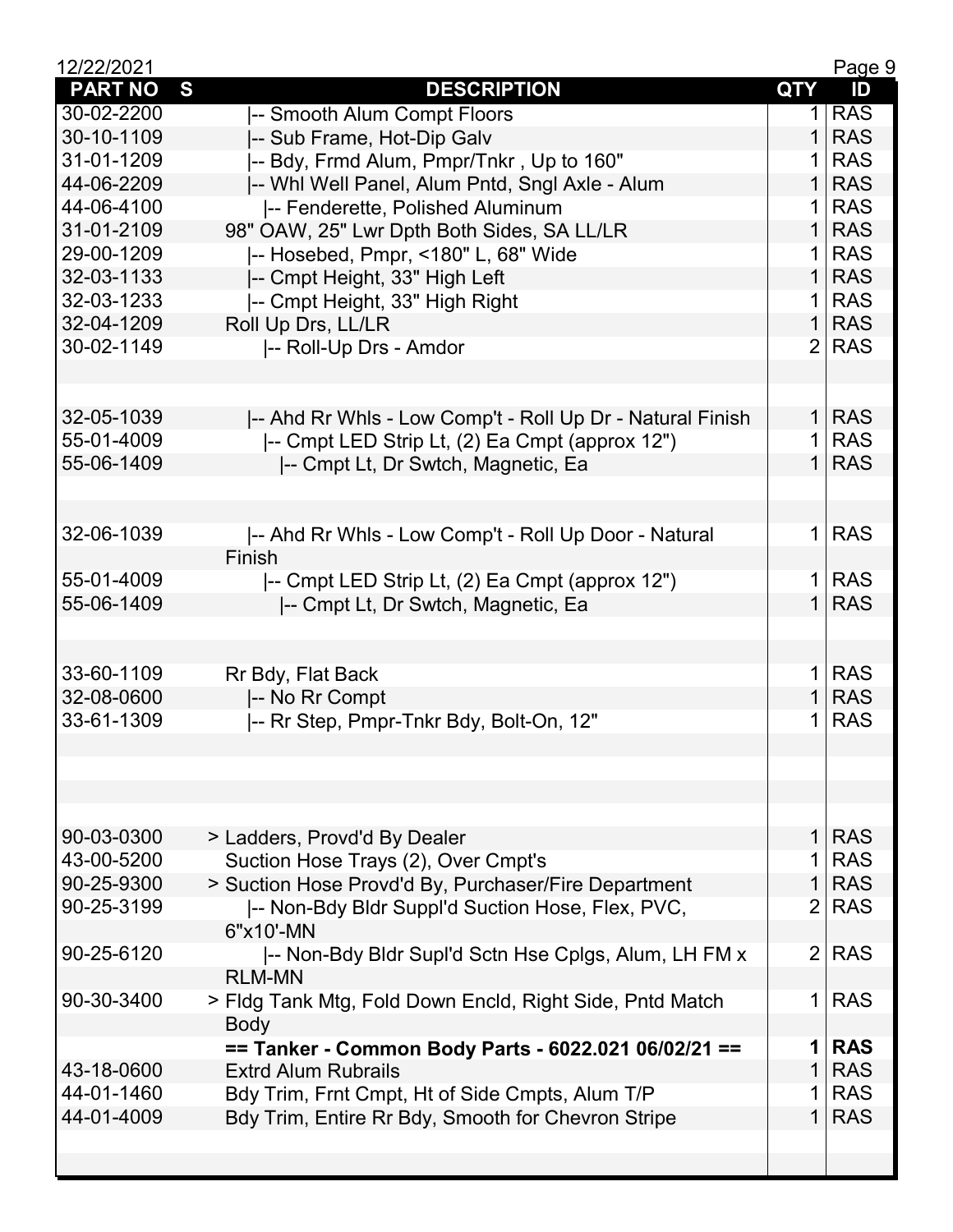| PART NO | S | DESCRIPTION | QTY | ID |
|---|---|---|---|---|
| 30-02-2200 | | \|-- Smooth Alum Compt Floors | 1 | RAS |
| 30-10-1109 | | \|-- Sub Frame, Hot-Dip Galv | 1 | RAS |
| 31-01-1209 | | \|-- Bdy, Frmd Alum, Pmpr/Tnkr , Up to 160" | 1 | RAS |
| 44-06-2209 | | \|-- Whl Well Panel, Alum Pntd, Sngl Axle - Alum | 1 | RAS |
| 44-06-4100 | | \|-- Fenderette, Polished Aluminum | 1 | RAS |
| 31-01-2109 | | 98" OAW, 25" Lwr Dpth Both Sides, SA LL/LR | 1 | RAS |
| 29-00-1209 | | \|-- Hosebed, Pmpr, <180" L, 68" Wide | 1 | RAS |
| 32-03-1133 | | \|-- Cmpt Height, 33" High Left | 1 | RAS |
| 32-03-1233 | | \|-- Cmpt Height, 33" High Right | 1 | RAS |
| 32-04-1209 | | Roll Up Drs, LL/LR | 1 | RAS |
| 30-02-1149 | | \|-- Roll-Up Drs - Amdor | 2 | RAS |
| | | | | |
| | | | | |
| 32-05-1039 | | \|-- Ahd Rr Whls - Low Comp't - Roll Up Dr - Natural Finish | 1 | RAS |
| 55-01-4009 | | \|-- Cmpt LED Strip Lt, (2) Ea Cmpt (approx 12") | 1 | RAS |
| 55-06-1409 | | \|-- Cmpt Lt, Dr Swtch, Magnetic, Ea | 1 | RAS |
| | | | | |
| | | | | |
| 32-06-1039 | | \|-- Ahd Rr Whls - Low Comp't - Roll Up Door - Natural Finish | 1 | RAS |
| 55-01-4009 | | \|-- Cmpt LED Strip Lt, (2) Ea Cmpt (approx 12") | 1 | RAS |
| 55-06-1409 | | \|-- Cmpt Lt, Dr Swtch, Magnetic, Ea | 1 | RAS |
| | | | | |
| | | | | |
| 33-60-1109 | | Rr Bdy, Flat Back | 1 | RAS |
| 32-08-0600 | | \|-- No Rr Compt | 1 | RAS |
| 33-61-1309 | | \|-- Rr Step, Pmpr-Tnkr Bdy, Bolt-On, 12" | 1 | RAS |
| | | | | |
| | | | | |
| | | | | |
| | | | | |
| 90-03-0300 | | > Ladders, Provd'd By Dealer | 1 | RAS |
| 43-00-5200 | | Suction Hose Trays (2), Over Cmpt's | 1 | RAS |
| 90-25-9300 | | > Suction Hose Provd'd By, Purchaser/Fire Department | 1 | RAS |
| 90-25-3199 | | \|-- Non-Bdy Bldr Suppl'd Suction Hose, Flex, PVC, 6"x10'-MN | 2 | RAS |
| 90-25-6120 | | \|-- Non-Bdy Bldr Supl'd Sctn Hse Cplgs, Alum, LH FM x RLM-MN | 2 | RAS |
| 90-30-3400 | | > Fldg Tank Mtg, Fold Down Encld, Right Side, Pntd Match Body | 1 | RAS |
| | | **== Tanker - Common Body Parts - 6022.021 06/02/21 ==** | **1** | **RAS** |
| 43-18-0600 | | Extrd Alum Rubrails | 1 | RAS |
| 44-01-1460 | | Bdy Trim, Frnt Cmpt, Ht of Side Cmpts, Alum T/P | 1 | RAS |
| 44-01-4009 | | Bdy Trim, Entire Rr Bdy, Smooth for Chevron Stripe | 1 | RAS |
| | | | | |
| | | | | |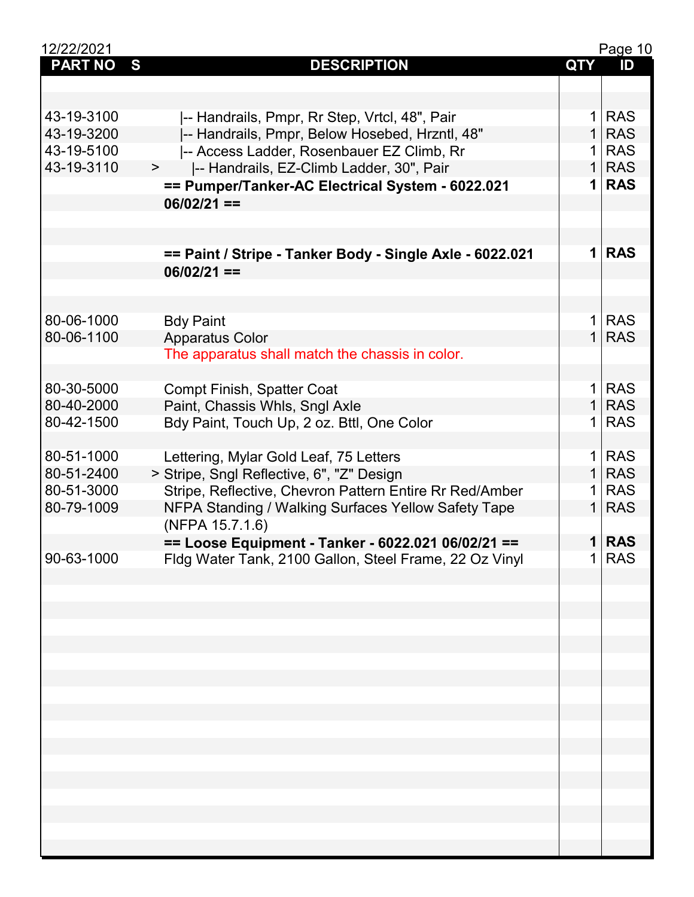| PART NO | S | DESCRIPTION | QTY | ID |
|---|---|---|---|---|
| | | | | |
| 43-19-3100 | | \|-- Handrails, Pmpr, Rr Step, Vrtcl, 48", Pair | 1 | RAS |
| 43-19-3200 | | \|-- Handrails, Pmpr, Below Hosebed, Hrzntl, 48" | 1 | RAS |
| 43-19-5100 | | \|-- Access Ladder, Rosenbauer EZ Climb, Rr | 1 | RAS |
| 43-19-3110 | > | \|-- Handrails, EZ-Climb Ladder, 30", Pair | 1 | RAS |
| | | **== Pumper/Tanker-AC Electrical System - 6022.021 06/02/21 ==** | **1** | **RAS** |
| | | | | |
| | | **== Paint / Stripe - Tanker Body - Single Axle - 6022.021 06/02/21 ==** | **1** | **RAS** |
| | | | | |
| 80-06-1000 | | Bdy Paint | 1 | RAS |
| 80-06-1100 | | Apparatus Color | 1 | RAS |
| | | The apparatus shall match the chassis in color. | | |
| | | | | |
| 80-30-5000 | | Compt Finish, Spatter Coat | 1 | RAS |
| 80-40-2000 | | Paint, Chassis Whls, Sngl Axle | 1 | RAS |
| 80-42-1500 | | Bdy Paint, Touch Up, 2 oz. Bttl, One Color | 1 | RAS |
| | | | | |
| 80-51-1000 | | Lettering, Mylar Gold Leaf, 75 Letters | 1 | RAS |
| 80-51-2400 | > | Stripe, Sngl Reflective, 6", "Z" Design | 1 | RAS |
| 80-51-3000 | | Stripe, Reflective, Chevron Pattern Entire Rr Red/Amber | 1 | RAS |
| 80-79-1009 | | NFPA Standing / Walking Surfaces Yellow Safety Tape (NFPA 15.7.1.6) | 1 | RAS |
| | | **== Loose Equipment - Tanker - 6022.021 06/02/21 ==** | **1** | **RAS** |
| 90-63-1000 | | Fldg Water Tank, 2100 Gallon, Steel Frame, 22 Oz Vinyl | 1 | RAS |